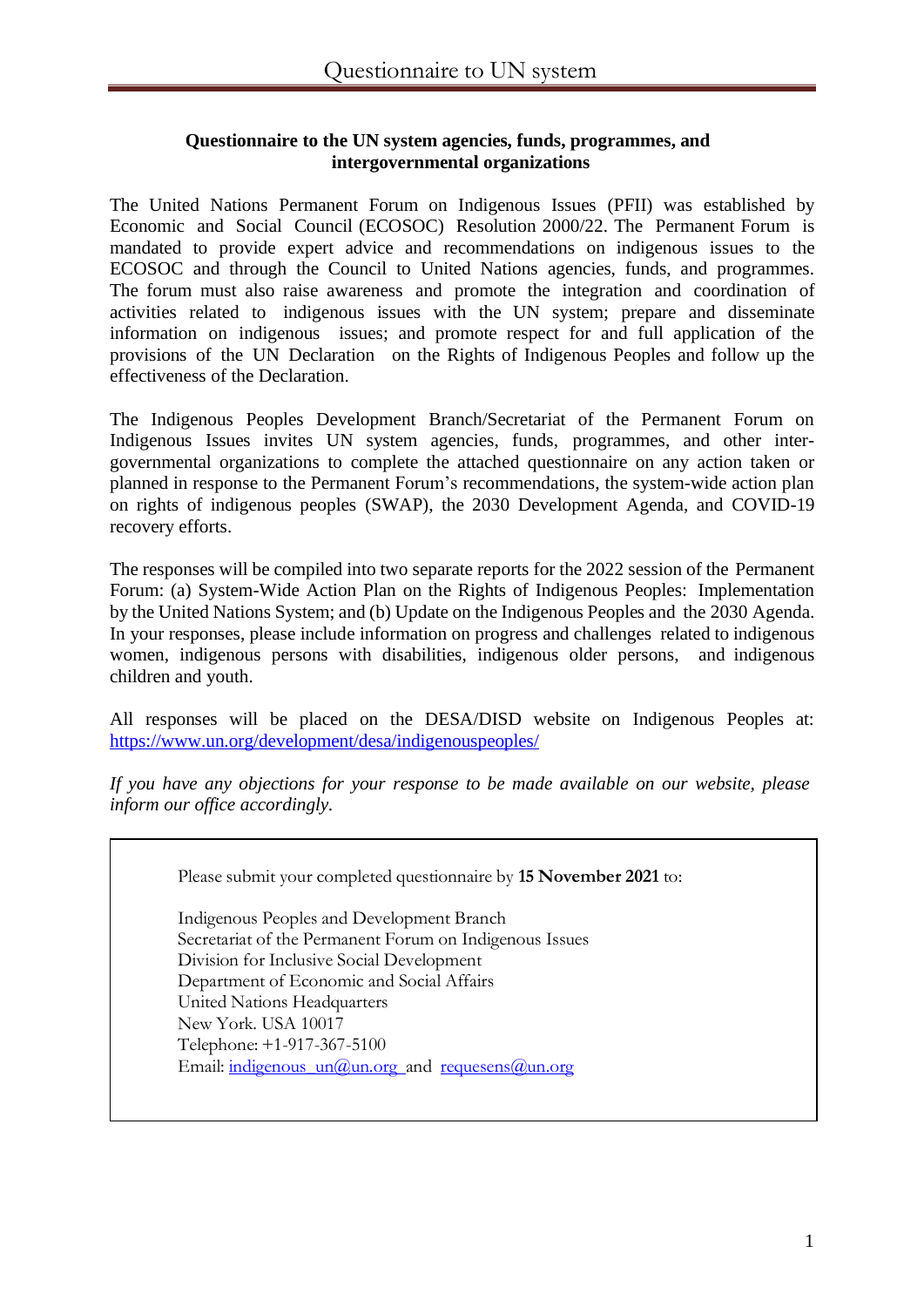**Questionnaire to the UN system agencies, funds, programmes, and intergovernmental organizations**

The United Nations Permanent Forum on Indigenous Issues (PFII) was established by Economic and Social Council (ECOSOC) Resolution 2000/22. The Permanent Forum is mandated to provide expert advice and recommendations on indigenous issues to the ECOSOC and through the Council to United Nations agencies, funds, and programmes. The forum must also raise awareness and promote the integration and coordination of activities related to indigenous issues with the UN system; prepare and disseminate information on indigenous issues; and promote respect for and full application of the provisions of the UN Declaration on the Rights of Indigenous Peoples and follow up the effectiveness of the Declaration.

The Indigenous Peoples Development Branch/Secretariat of the Permanent Forum on Indigenous Issues invites UN system agencies, funds, programmes, and other inter-governmental organizations to complete the attached questionnaire on any action taken or planned in response to the Permanent Forum's recommendations, the system-wide action plan on rights of indigenous peoples (SWAP), the 2030 Development Agenda, and COVID-19 recovery efforts.

The responses will be compiled into two separate reports for the 2022 session of the Permanent Forum: (a) System-Wide Action Plan on the Rights of Indigenous Peoples: Implementation by the United Nations System; and (b) Update on the Indigenous Peoples and the 2030 Agenda. In your responses, please include information on progress and challenges related to indigenous women, indigenous persons with disabilities, indigenous older persons, and indigenous children and youth.

All responses will be placed on the DESA/DISD website on Indigenous Peoples at: https://www.un.org/development/desa/indigenouspeoples/

*If you have any objections for your response to be made available on our website, please inform our office accordingly.*

Please submit your completed questionnaire by **15 November 2021** to:

Indigenous Peoples and Development Branch
Secretariat of the Permanent Forum on Indigenous Issues
Division for Inclusive Social Development
Department of Economic and Social Affairs
United Nations Headquarters
New York. USA 10017
Telephone: +1-917-367-5100
Email: indigenous_un@un.org and requesens@un.org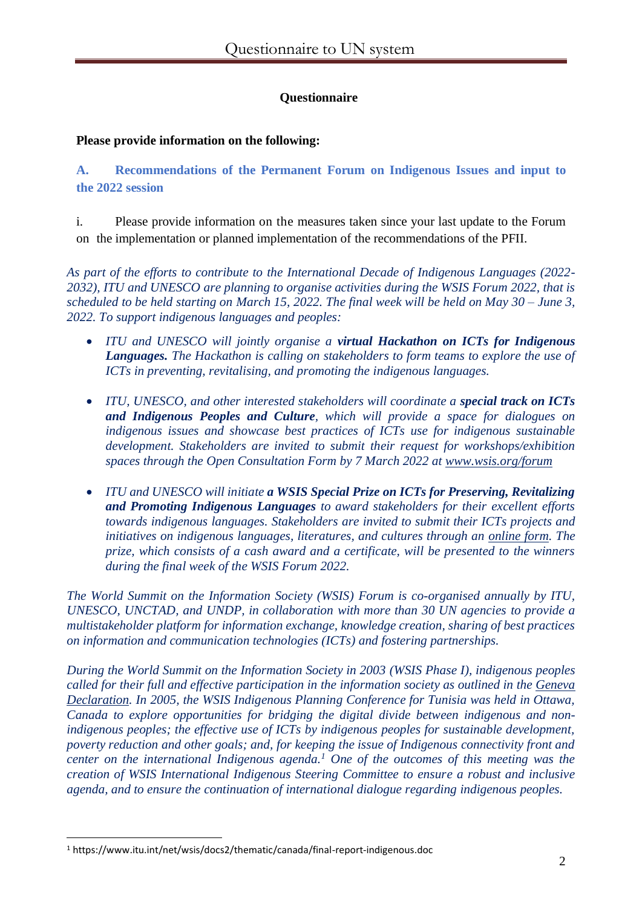### Questionnaire

**Please provide information on the following:**

## A. Recommendations of the Permanent Forum on Indigenous Issues and input to the 2022 session

i. Please provide information on the measures taken since your last update to the Forum on the implementation or planned implementation of the recommendations of the PFII.

*As part of the efforts to contribute to the International Decade of Indigenous Languages (2022-2032), ITU and UNESCO are planning to organise activities during the WSIS Forum 2022, that is scheduled to be held starting on March 15, 2022. The final week will be held on May 30 – June 3, 2022. To support indigenous languages and peoples:*

- *ITU and UNESCO will jointly organise a* ***virtual Hackathon on ICTs for Indigenous Languages.*** *The Hackathon is calling on stakeholders to form teams to explore the use of ICTs in preventing, revitalising, and promoting the indigenous languages.*

- *ITU, UNESCO, and other interested stakeholders will coordinate a* ***special track on ICTs and Indigenous Peoples and Culture****, which will provide a space for dialogues on indigenous issues and showcase best practices of ICTs use for indigenous sustainable development. Stakeholders are invited to submit their request for workshops/exhibition spaces through the Open Consultation Form by 7 March 2022 at www.wsis.org/forum*

- *ITU and UNESCO will initiate* ***a WSIS Special Prize on ICTs for Preserving, Revitalizing and Promoting Indigenous Languages*** *to award stakeholders for their excellent efforts towards indigenous languages. Stakeholders are invited to submit their ICTs projects and initiatives on indigenous languages, literatures, and cultures through an online form. The prize, which consists of a cash award and a certificate, will be presented to the winners during the final week of the WSIS Forum 2022.*

*The World Summit on the Information Society (WSIS) Forum is co-organised annually by ITU, UNESCO, UNCTAD, and UNDP, in collaboration with more than 30 UN agencies to provide a multistakeholder platform for information exchange, knowledge creation, sharing of best practices on information and communication technologies (ICTs) and fostering partnerships.*

*During the World Summit on the Information Society in 2003 (WSIS Phase I), indigenous peoples called for their full and effective participation in the information society as outlined in the Geneva Declaration. In 2005, the WSIS Indigenous Planning Conference for Tunisia was held in Ottawa, Canada to explore opportunities for bridging the digital divide between indigenous and non-indigenous peoples; the effective use of ICTs by indigenous peoples for sustainable development, poverty reduction and other goals; and, for keeping the issue of Indigenous connectivity front and center on the international Indigenous agenda.*[1] *One of the outcomes of this meeting was the creation of WSIS International Indigenous Steering Committee to ensure a robust and inclusive agenda, and to ensure the continuation of international dialogue regarding indigenous peoples.*

---

[1] https://www.itu.int/net/wsis/docs2/thematic/canada/final-report-indigenous.doc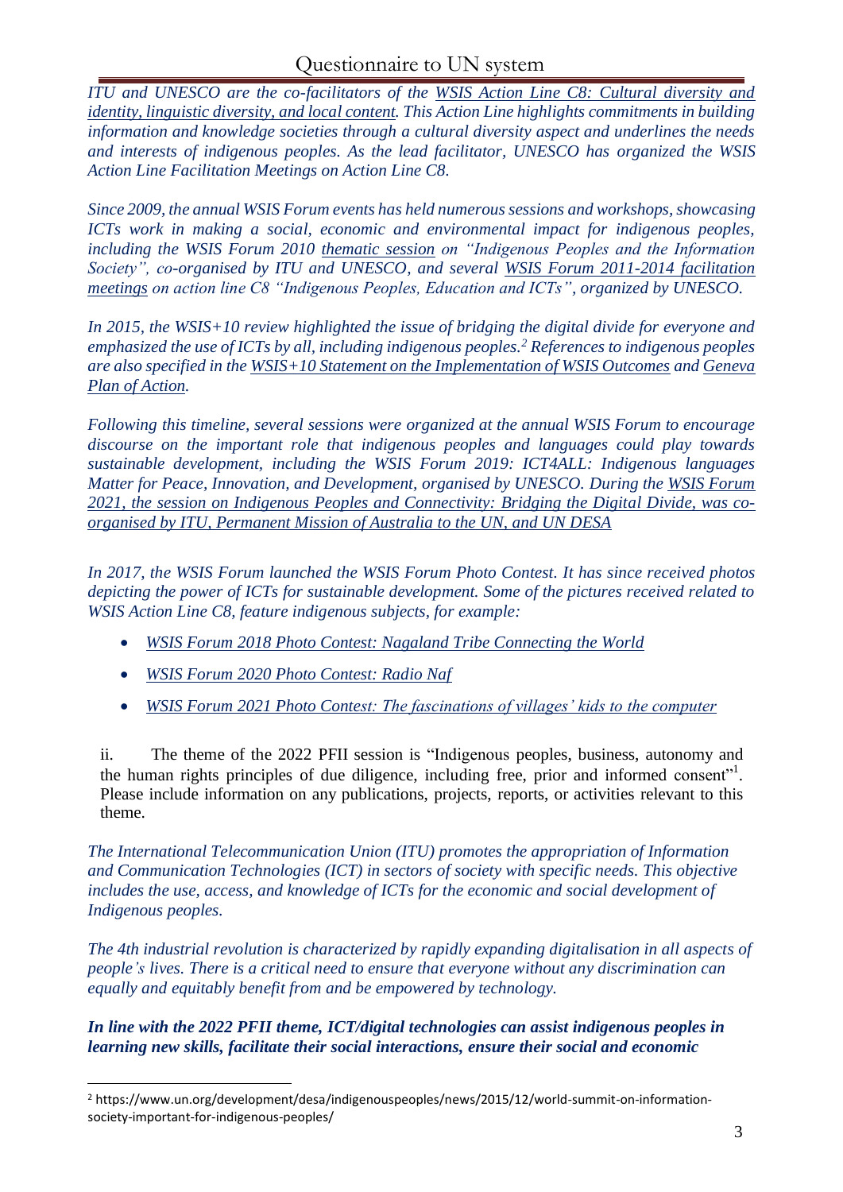*ITU and UNESCO are the co-facilitators of the WSIS Action Line C8: Cultural diversity and identity, linguistic diversity, and local content. This Action Line highlights commitments in building information and knowledge societies through a cultural diversity aspect and underlines the needs and interests of indigenous peoples. As the lead facilitator, UNESCO has organized the WSIS Action Line Facilitation Meetings on Action Line C8.*

*Since 2009, the annual WSIS Forum events has held numerous sessions and workshops, showcasing ICTs work in making a social, economic and environmental impact for indigenous peoples, including the WSIS Forum 2010 thematic session on "Indigenous Peoples and the Information Society", co-organised by ITU and UNESCO, and several WSIS Forum 2011-2014 facilitation meetings on action line C8 "Indigenous Peoples, Education and ICTs", organized by UNESCO.*

*In 2015, the WSIS+10 review highlighted the issue of bridging the digital divide for everyone and emphasized the use of ICTs by all, including indigenous peoples.[2] References to indigenous peoples are also specified in the WSIS+10 Statement on the Implementation of WSIS Outcomes and Geneva Plan of Action.*

*Following this timeline, several sessions were organized at the annual WSIS Forum to encourage discourse on the important role that indigenous peoples and languages could play towards sustainable development, including the WSIS Forum 2019: ICT4ALL: Indigenous languages Matter for Peace, Innovation, and Development, organised by UNESCO. During the WSIS Forum 2021, the session on Indigenous Peoples and Connectivity: Bridging the Digital Divide, was co-organised by ITU, Permanent Mission of Australia to the UN, and UN DESA*

*In 2017, the WSIS Forum launched the WSIS Forum Photo Contest. It has since received photos depicting the power of ICTs for sustainable development. Some of the pictures received related to WSIS Action Line C8, feature indigenous subjects, for example:*

- *WSIS Forum 2018 Photo Contest: Nagaland Tribe Connecting the World*
- *WSIS Forum 2020 Photo Contest: Radio Naf*
- *WSIS Forum 2021 Photo Contest: The fascinations of villages' kids to the computer*

ii. The theme of the 2022 PFII session is "Indigenous peoples, business, autonomy and the human rights principles of due diligence, including free, prior and informed consent"[1]. Please include information on any publications, projects, reports, or activities relevant to this theme.

*The International Telecommunication Union (ITU) promotes the appropriation of Information and Communication Technologies (ICT) in sectors of society with specific needs. This objective includes the use, access, and knowledge of ICTs for the economic and social development of Indigenous peoples.*

*The 4th industrial revolution is characterized by rapidly expanding digitalisation in all aspects of people's lives. There is a critical need to ensure that everyone without any discrimination can equally and equitably benefit from and be empowered by technology.*

***In line with the 2022 PFII theme, ICT/digital technologies can assist indigenous peoples in learning new skills, facilitate their social interactions, ensure their social and economic***

---

[2] https://www.un.org/development/desa/indigenouspeoples/news/2015/12/world-summit-on-information-society-important-for-indigenous-peoples/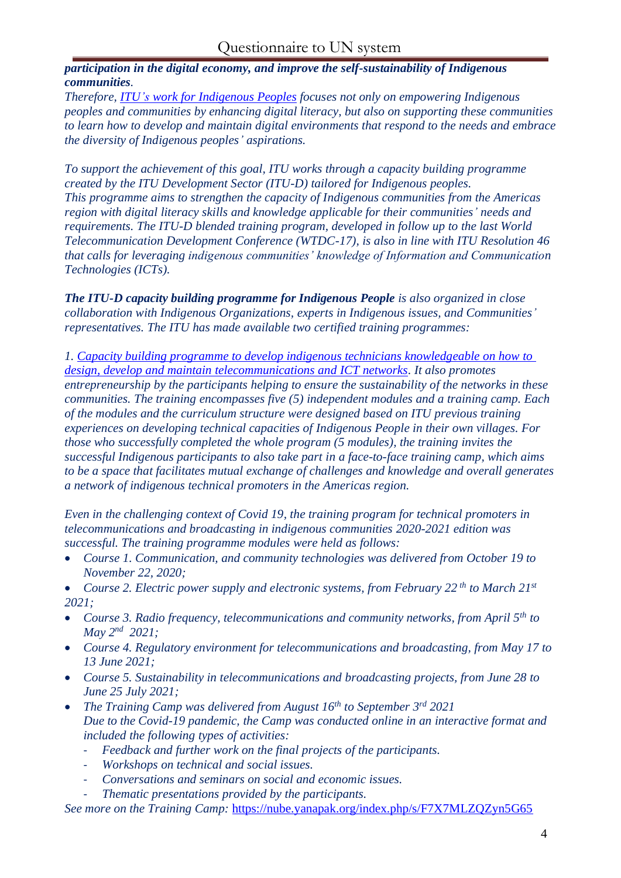***participation in the digital economy, and improve the self-sustainability of Indigenous communities****.*

*Therefore, [ITU's work for Indigenous Peoples] focuses not only on empowering Indigenous peoples and communities by enhancing digital literacy, but also on supporting these communities to learn how to develop and maintain digital environments that respond to the needs and embrace the diversity of Indigenous peoples' aspirations.*

*To support the achievement of this goal, ITU works through a capacity building programme created by the ITU Development Sector (ITU-D) tailored for Indigenous peoples.*
*This programme aims to strengthen the capacity of Indigenous communities from the Americas region with digital literacy skills and knowledge applicable for their communities' needs and requirements. The ITU-D blended training program, developed in follow up to the last World Telecommunication Development Conference (WTDC-17), is also in line with ITU Resolution 46 that calls for leveraging indigenous communities' knowledge of Information and Communication Technologies (ICTs).*

***The ITU-D capacity building programme for Indigenous People*** *is also organized in close collaboration with Indigenous Organizations, experts in Indigenous issues, and Communities' representatives. The ITU has made available two certified training programmes:*

*1. [Capacity building programme to develop indigenous technicians knowledgeable on how to design, develop and maintain telecommunications and ICT networks]. It also promotes entrepreneurship by the participants helping to ensure the sustainability of the networks in these communities. The training encompasses five (5) independent modules and a training camp. Each of the modules and the curriculum structure were designed based on ITU previous training experiences on developing technical capacities of Indigenous People in their own villages. For those who successfully completed the whole program (5 modules), the training invites the successful Indigenous participants to also take part in a face-to-face training camp, which aims to be a space that facilitates mutual exchange of challenges and knowledge and overall generates a network of indigenous technical promoters in the Americas region.*

*Even in the challenging context of Covid 19, the training program for technical promoters in telecommunications and broadcasting in indigenous communities 2020-2021 edition was successful. The training programme modules were held as follows:*

- *Course 1. Communication, and community technologies was delivered from October 19 to November 22, 2020;*
- *Course 2. Electric power supply and electronic systems, from February 22 th to March 21st 2021;*
- *Course 3. Radio frequency, telecommunications and community networks, from April 5th to May 2nd 2021;*
- *Course 4. Regulatory environment for telecommunications and broadcasting, from May 17 to 13 June 2021;*
- *Course 5. Sustainability in telecommunications and broadcasting projects, from June 28 to June 25 July 2021;*
- *The Training Camp was delivered from August 16th to September 3rd 2021*
  *Due to the Covid-19 pandemic, the Camp was conducted online in an interactive format and included the following types of activities:*
  - *Feedback and further work on the final projects of the participants.*
  - *Workshops on technical and social issues.*
  - *Conversations and seminars on social and economic issues.*
  - *Thematic presentations provided by the participants.*

*See more on the Training Camp:* https://nube.yanapak.org/index.php/s/F7X7MLZQZyn5G65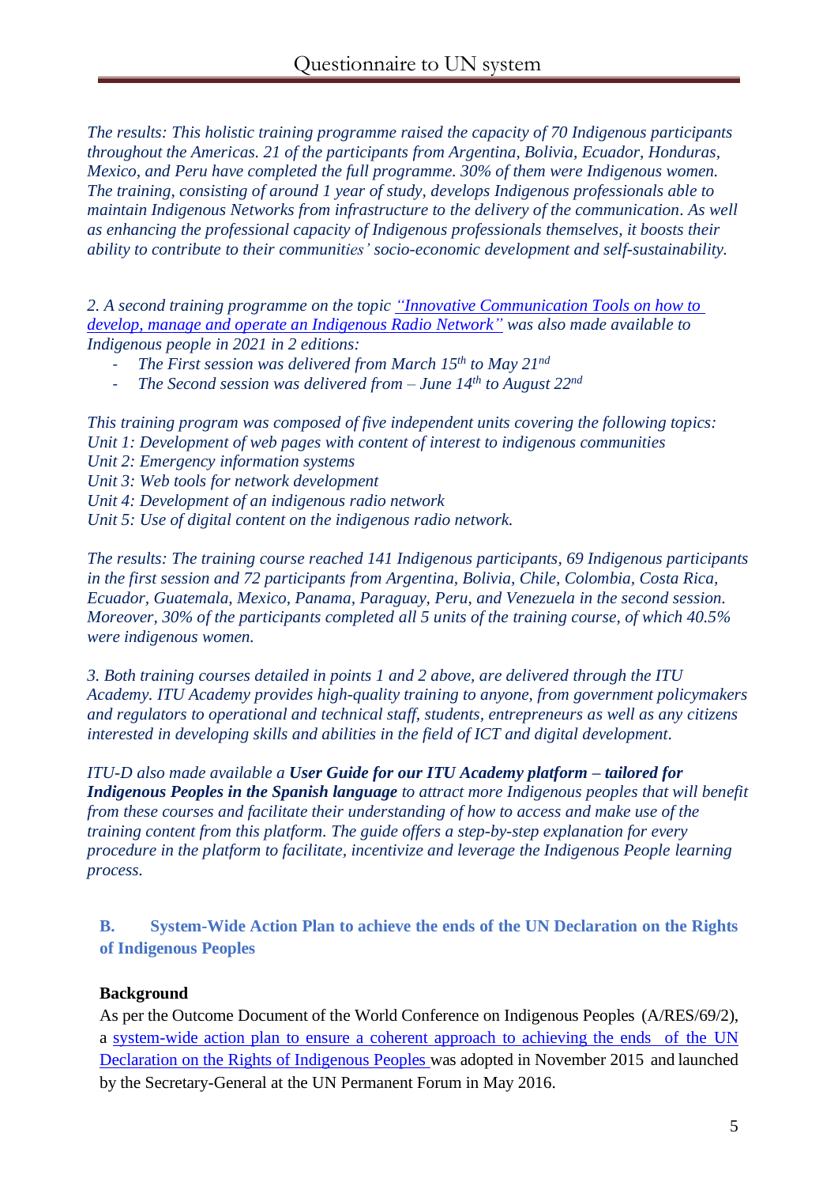*The results: This holistic training programme raised the capacity of 70 Indigenous participants throughout the Americas. 21 of the participants from Argentina, Bolivia, Ecuador, Honduras, Mexico, and Peru have completed the full programme. 30% of them were Indigenous women. The training, consisting of around 1 year of study, develops Indigenous professionals able to maintain Indigenous Networks from infrastructure to the delivery of the communication. As well as enhancing the professional capacity of Indigenous professionals themselves, it boosts their ability to contribute to their communities' socio-economic development and self-sustainability.*

*2. A second training programme on the topic "Innovative Communication Tools on how to develop, manage and operate an Indigenous Radio Network" was also made available to Indigenous people in 2021 in 2 editions:*

- *The First session was delivered from March 15th to May 21nd*
- *The Second session was delivered from – June 14th to August 22nd*

*This training program was composed of five independent units covering the following topics:*
*Unit 1: Development of web pages with content of interest to indigenous communities*
*Unit 2: Emergency information systems*
*Unit 3: Web tools for network development*
*Unit 4: Development of an indigenous radio network*
*Unit 5: Use of digital content on the indigenous radio network.*

*The results: The training course reached 141 Indigenous participants, 69 Indigenous participants in the first session and 72 participants from Argentina, Bolivia, Chile, Colombia, Costa Rica, Ecuador, Guatemala, Mexico, Panama, Paraguay, Peru, and Venezuela in the second session. Moreover, 30% of the participants completed all 5 units of the training course, of which 40.5% were indigenous women.*

*3. Both training courses detailed in points 1 and 2 above, are delivered through the ITU Academy. ITU Academy provides high-quality training to anyone, from government policymakers and regulators to operational and technical staff, students, entrepreneurs as well as any citizens interested in developing skills and abilities in the field of ICT and digital development.*

*ITU-D also made available a* ***User Guide for our ITU Academy platform – tailored for Indigenous Peoples in the Spanish language*** *to attract more Indigenous peoples that will benefit from these courses and facilitate their understanding of how to access and make use of the training content from this platform. The guide offers a step-by-step explanation for every procedure in the platform to facilitate, incentivize and leverage the Indigenous People learning process.*

## B. System-Wide Action Plan to achieve the ends of the UN Declaration on the Rights of Indigenous Peoples

**Background**

As per the Outcome Document of the World Conference on Indigenous Peoples (A/RES/69/2), a system-wide action plan to ensure a coherent approach to achieving the ends of the UN Declaration on the Rights of Indigenous Peoples was adopted in November 2015 and launched by the Secretary-General at the UN Permanent Forum in May 2016.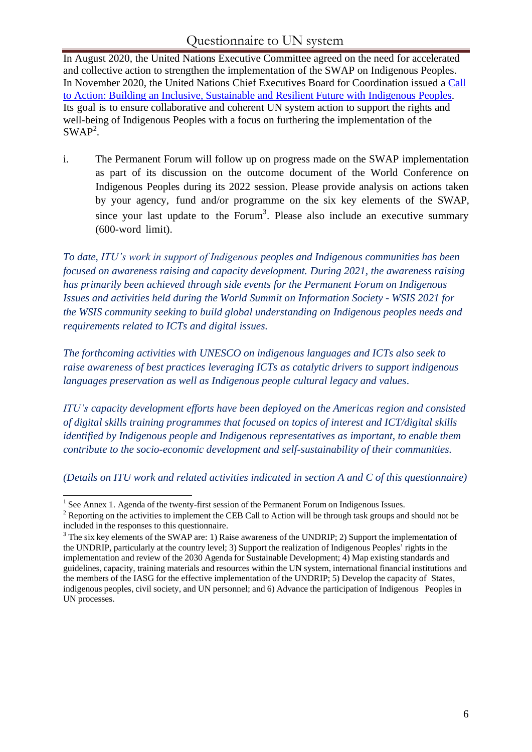In August 2020, the United Nations Executive Committee agreed on the need for accelerated and collective action to strengthen the implementation of the SWAP on Indigenous Peoples. In November 2020, the United Nations Chief Executives Board for Coordination issued a [Call to Action: Building an Inclusive, Sustainable and Resilient Future with Indigenous Peoples](). Its goal is to ensure collaborative and coherent UN system action to support the rights and well-being of Indigenous Peoples with a focus on furthering the implementation of the SWAP[2].

i. The Permanent Forum will follow up on progress made on the SWAP implementation as part of its discussion on the outcome document of the World Conference on Indigenous Peoples during its 2022 session. Please provide analysis on actions taken by your agency, fund and/or programme on the six key elements of the SWAP, since your last update to the Forum[3]. Please also include an executive summary (600-word limit).

*To date, ITU's work in support of Indigenous peoples and Indigenous communities has been focused on awareness raising and capacity development. During 2021, the awareness raising has primarily been achieved through side events for the Permanent Forum on Indigenous Issues and activities held during the World Summit on Information Society - WSIS 2021 for the WSIS community seeking to build global understanding on Indigenous peoples needs and requirements related to ICTs and digital issues.*

*The forthcoming activities with UNESCO on indigenous languages and ICTs also seek to raise awareness of best practices leveraging ICTs as catalytic drivers to support indigenous languages preservation as well as Indigenous people cultural legacy and values.*

*ITU's capacity development efforts have been deployed on the Americas region and consisted of digital skills training programmes that focused on topics of interest and ICT/digital skills identified by Indigenous people and Indigenous representatives as important, to enable them contribute to the socio-economic development and self-sustainability of their communities.*

*(Details on ITU work and related activities indicated in section A and C of this questionnaire)*

---

[1] See Annex 1. Agenda of the twenty-first session of the Permanent Forum on Indigenous Issues.

[2] Reporting on the activities to implement the CEB Call to Action will be through task groups and should not be included in the responses to this questionnaire.

[3] The six key elements of the SWAP are: 1) Raise awareness of the UNDRIP; 2) Support the implementation of the UNDRIP, particularly at the country level; 3) Support the realization of Indigenous Peoples' rights in the implementation and review of the 2030 Agenda for Sustainable Development; 4) Map existing standards and guidelines, capacity, training materials and resources within the UN system, international financial institutions and the members of the IASG for the effective implementation of the UNDRIP; 5) Develop the capacity of States, indigenous peoples, civil society, and UN personnel; and 6) Advance the participation of Indigenous Peoples in UN processes.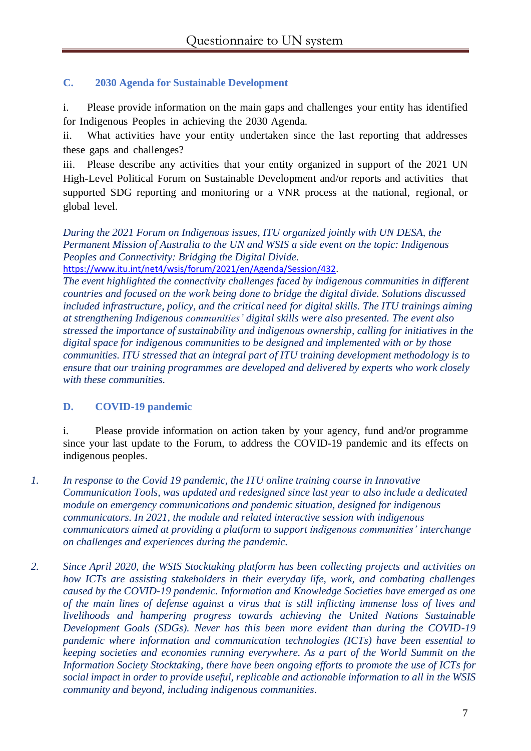## C. 2030 Agenda for Sustainable Development

i. Please provide information on the main gaps and challenges your entity has identified for Indigenous Peoples in achieving the 2030 Agenda.

ii. What activities have your entity undertaken since the last reporting that addresses these gaps and challenges?

iii. Please describe any activities that your entity organized in support of the 2021 UN High-Level Political Forum on Sustainable Development and/or reports and activities that supported SDG reporting and monitoring or a VNR process at the national, regional, or global level.

*During the 2021 Forum on Indigenous issues, ITU organized jointly with UN DESA, the Permanent Mission of Australia to the UN and WSIS a side event on the topic: Indigenous Peoples and Connectivity: Bridging the Digital Divide.*
https://www.itu.int/net4/wsis/forum/2021/en/Agenda/Session/432.
*The event highlighted the connectivity challenges faced by indigenous communities in different countries and focused on the work being done to bridge the digital divide. Solutions discussed included infrastructure, policy, and the critical need for digital skills. The ITU trainings aiming at strengthening Indigenous communities' digital skills were also presented. The event also stressed the importance of sustainability and indigenous ownership, calling for initiatives in the digital space for indigenous communities to be designed and implemented with or by those communities. ITU stressed that an integral part of ITU training development methodology is to ensure that our training programmes are developed and delivered by experts who work closely with these communities.*

## D. COVID-19 pandemic

i. Please provide information on action taken by your agency, fund and/or programme since your last update to the Forum, to address the COVID-19 pandemic and its effects on indigenous peoples.

1. *In response to the Covid 19 pandemic, the ITU online training course in Innovative Communication Tools, was updated and redesigned since last year to also include a dedicated module on emergency communications and pandemic situation, designed for indigenous communicators. In 2021, the module and related interactive session with indigenous communicators aimed at providing a platform to support indigenous communities' interchange on challenges and experiences during the pandemic.*

2. *Since April 2020, the WSIS Stocktaking platform has been collecting projects and activities on how ICTs are assisting stakeholders in their everyday life, work, and combating challenges caused by the COVID-19 pandemic. Information and Knowledge Societies have emerged as one of the main lines of defense against a virus that is still inflicting immense loss of lives and livelihoods and hampering progress towards achieving the United Nations Sustainable Development Goals (SDGs). Never has this been more evident than during the COVID-19 pandemic where information and communication technologies (ICTs) have been essential to keeping societies and economies running everywhere. As a part of the World Summit on the Information Society Stocktaking, there have been ongoing efforts to promote the use of ICTs for social impact in order to provide useful, replicable and actionable information to all in the WSIS community and beyond, including indigenous communities.*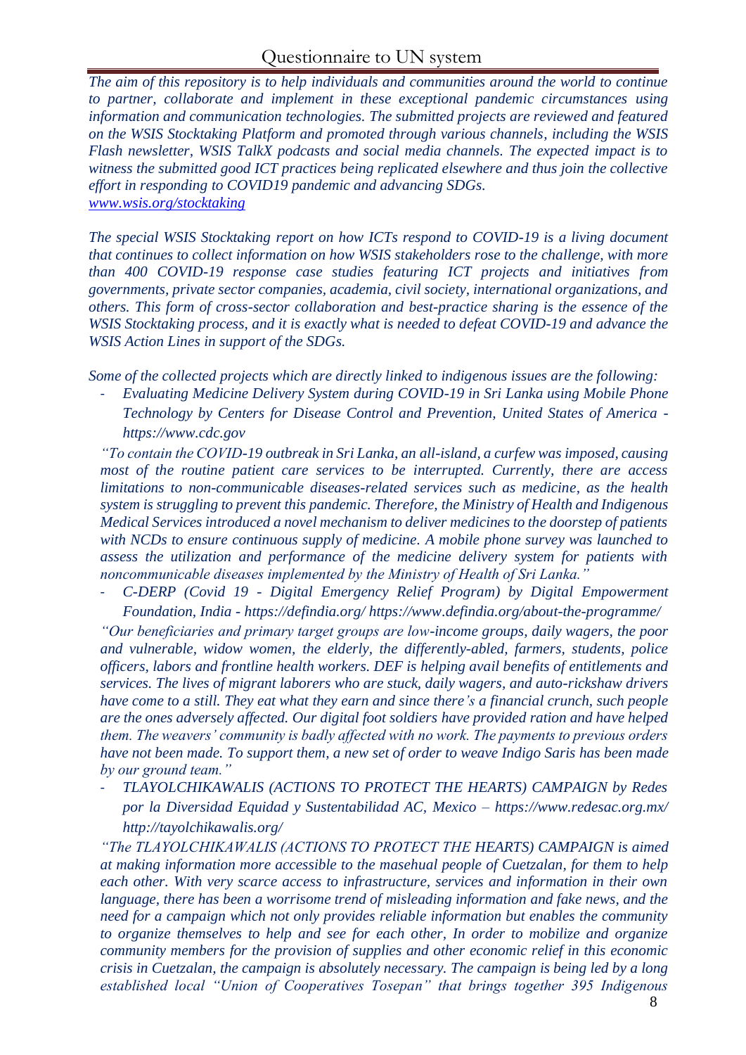*The aim of this repository is to help individuals and communities around the world to continue to partner, collaborate and implement in these exceptional pandemic circumstances using information and communication technologies. The submitted projects are reviewed and featured on the WSIS Stocktaking Platform and promoted through various channels, including the WSIS Flash newsletter, WSIS TalkX podcasts and social media channels. The expected impact is to witness the submitted good ICT practices being replicated elsewhere and thus join the collective effort in responding to COVID19 pandemic and advancing SDGs.*
*www.wsis.org/stocktaking*

*The special WSIS Stocktaking report on how ICTs respond to COVID-19 is a living document that continues to collect information on how WSIS stakeholders rose to the challenge, with more than 400 COVID-19 response case studies featuring ICT projects and initiatives from governments, private sector companies, academia, civil society, international organizations, and others. This form of cross-sector collaboration and best-practice sharing is the essence of the WSIS Stocktaking process, and it is exactly what is needed to defeat COVID-19 and advance the WSIS Action Lines in support of the SDGs.*

*Some of the collected projects which are directly linked to indigenous issues are the following:*

- *Evaluating Medicine Delivery System during COVID-19 in Sri Lanka using Mobile Phone Technology by Centers for Disease Control and Prevention, United States of America - https://www.cdc.gov*

*"To contain the COVID-19 outbreak in Sri Lanka, an all-island, a curfew was imposed, causing most of the routine patient care services to be interrupted. Currently, there are access limitations to non-communicable diseases-related services such as medicine, as the health system is struggling to prevent this pandemic. Therefore, the Ministry of Health and Indigenous Medical Services introduced a novel mechanism to deliver medicines to the doorstep of patients with NCDs to ensure continuous supply of medicine. A mobile phone survey was launched to assess the utilization and performance of the medicine delivery system for patients with noncommunicable diseases implemented by the Ministry of Health of Sri Lanka."*

- *C-DERP (Covid 19 - Digital Emergency Relief Program) by Digital Empowerment Foundation, India - https://defindia.org/ https://www.defindia.org/about-the-programme/*

*"Our beneficiaries and primary target groups are low-income groups, daily wagers, the poor and vulnerable, widow women, the elderly, the differently-abled, farmers, students, police officers, labors and frontline health workers. DEF is helping avail benefits of entitlements and services. The lives of migrant laborers who are stuck, daily wagers, and auto-rickshaw drivers have come to a still. They eat what they earn and since there's a financial crunch, such people are the ones adversely affected. Our digital foot soldiers have provided ration and have helped them. The weavers' community is badly affected with no work. The payments to previous orders have not been made. To support them, a new set of order to weave Indigo Saris has been made by our ground team."*

- *TLAYOLCHIKAWALIS (ACTIONS TO PROTECT THE HEARTS) CAMPAIGN by Redes por la Diversidad Equidad y Sustentabilidad AC, Mexico – https://www.redesac.org.mx/ http://tayolchikawalis.org/*

*"The TLAYOLCHIKAWALIS (ACTIONS TO PROTECT THE HEARTS) CAMPAIGN is aimed at making information more accessible to the masehual people of Cuetzalan, for them to help each other. With very scarce access to infrastructure, services and information in their own language, there has been a worrisome trend of misleading information and fake news, and the need for a campaign which not only provides reliable information but enables the community to organize themselves to help and see for each other, In order to mobilize and organize community members for the provision of supplies and other economic relief in this economic crisis in Cuetzalan, the campaign is absolutely necessary. The campaign is being led by a long established local "Union of Cooperatives Tosepan" that brings together 395 Indigenous*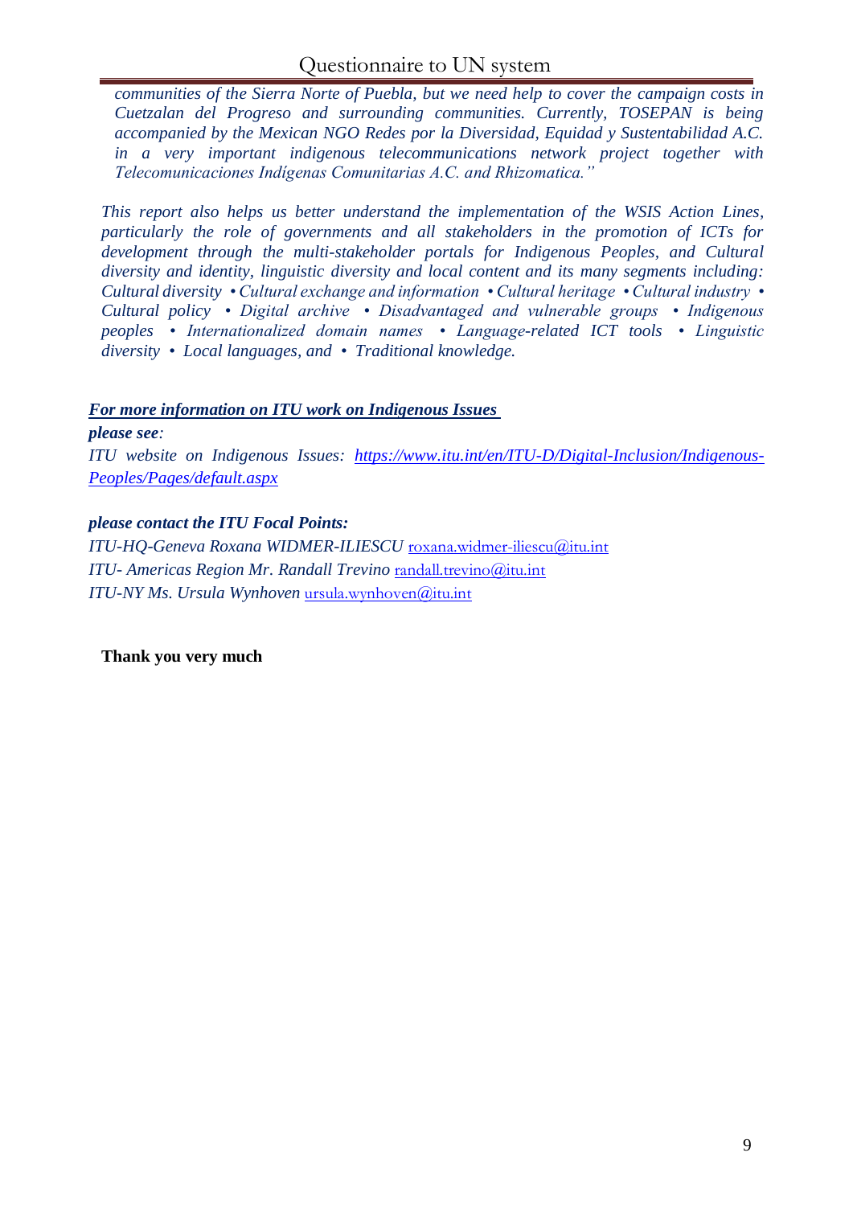*communities of the Sierra Norte of Puebla, but we need help to cover the campaign costs in Cuetzalan del Progreso and surrounding communities. Currently, TOSEPAN is being accompanied by the Mexican NGO Redes por la Diversidad, Equidad y Sustentabilidad A.C. in a very important indigenous telecommunications network project together with Telecomunicaciones Indígenas Comunitarias A.C. and Rhizomatica."*

*This report also helps us better understand the implementation of the WSIS Action Lines, particularly the role of governments and all stakeholders in the promotion of ICTs for development through the multi-stakeholder portals for Indigenous Peoples, and Cultural diversity and identity, linguistic diversity and local content and its many segments including: Cultural diversity • Cultural exchange and information • Cultural heritage • Cultural industry • Cultural policy • Digital archive • Disadvantaged and vulnerable groups • Indigenous peoples • Internationalized domain names • Language-related ICT tools • Linguistic diversity • Local languages, and • Traditional knowledge.*

***For more information on ITU work on Indigenous Issues***

***please see:***

*ITU website on Indigenous Issues: https://www.itu.int/en/ITU-D/Digital-Inclusion/Indigenous-Peoples/Pages/default.aspx*

***please contact the ITU Focal Points:***

*ITU-HQ-Geneva Roxana WIDMER-ILIESCU* roxana.widmer-iliescu@itu.int
*ITU- Americas Region Mr. Randall Trevino* randall.trevino@itu.int
*ITU-NY Ms. Ursula Wynhoven* ursula.wynhoven@itu.int

**Thank you very much**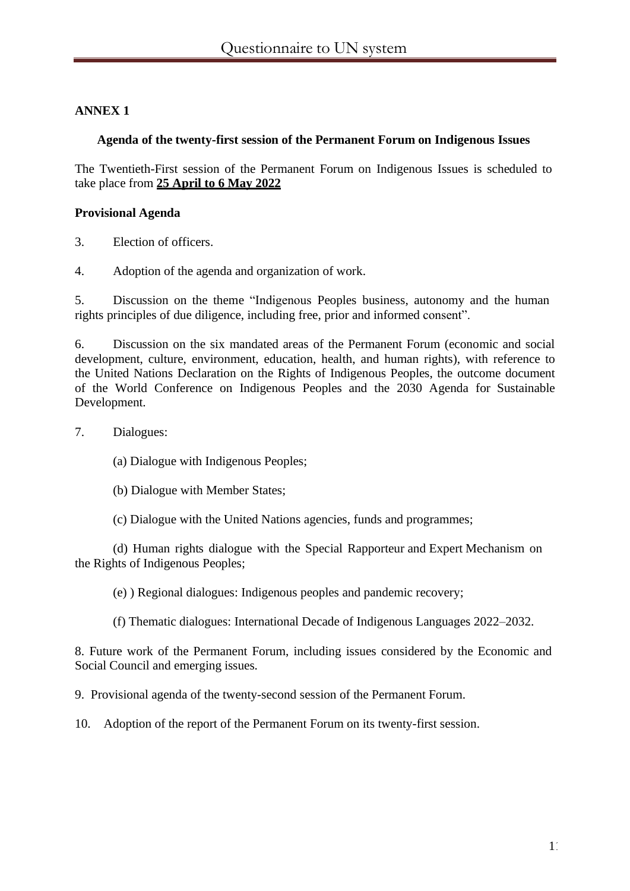**ANNEX 1**

**Agenda of the twenty-first session of the Permanent Forum on Indigenous Issues**

The Twentieth-First session of the Permanent Forum on Indigenous Issues is scheduled to take place from **25 April to 6 May 2022**

**Provisional Agenda**

3. Election of officers.

4. Adoption of the agenda and organization of work.

5. Discussion on the theme "Indigenous Peoples business, autonomy and the human rights principles of due diligence, including free, prior and informed consent".

6. Discussion on the six mandated areas of the Permanent Forum (economic and social development, culture, environment, education, health, and human rights), with reference to the United Nations Declaration on the Rights of Indigenous Peoples, the outcome document of the World Conference on Indigenous Peoples and the 2030 Agenda for Sustainable Development.

7. Dialogues:

(a) Dialogue with Indigenous Peoples;

(b) Dialogue with Member States;

(c) Dialogue with the United Nations agencies, funds and programmes;

(d) Human rights dialogue with the Special Rapporteur and Expert Mechanism on the Rights of Indigenous Peoples;

(e) ) Regional dialogues: Indigenous peoples and pandemic recovery;

(f) Thematic dialogues: International Decade of Indigenous Languages 2022–2032.

8. Future work of the Permanent Forum, including issues considered by the Economic and Social Council and emerging issues.

9. Provisional agenda of the twenty-second session of the Permanent Forum.

10. Adoption of the report of the Permanent Forum on its twenty-first session.